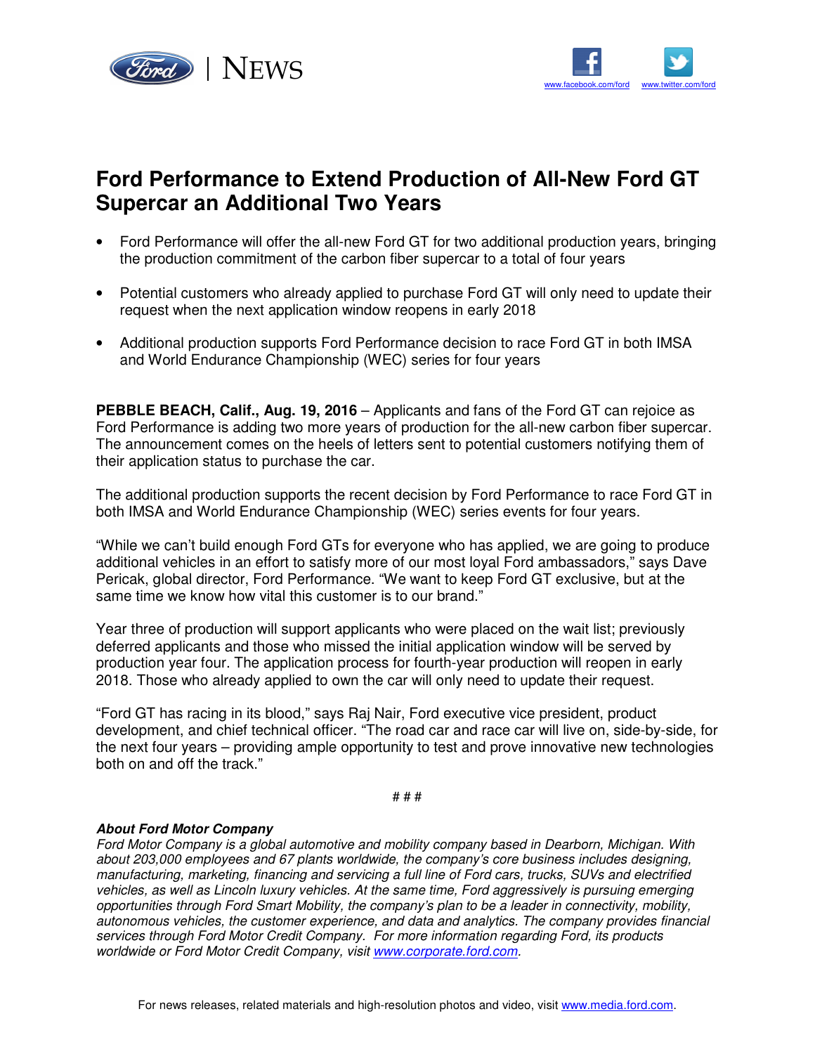Ford | NEWS

[www.facebook.com/ford](http://www.facebook.com/ford) [www.twitter.com/ford](http://www.twitter.com/ford)

# Ford Performance to Extend Production of All-New Ford GT Supercar an Additional Two Years

- Ford Performance will offer the all-new Ford GT for two additional production years, bringing the production commitment of the carbon fiber supercar to a total of four years
- Potential customers who already applied to purchase Ford GT will only need to update their request when the next application window reopens in early 2018
- Additional production supports Ford Performance decision to race Ford GT in both IMSA and World Endurance Championship (WEC) series for four years

**PEBBLE BEACH, Calif., Aug. 19, 2016** – Applicants and fans of the Ford GT can rejoice as Ford Performance is adding two more years of production for the all-new carbon fiber supercar. The announcement comes on the heels of letters sent to potential customers notifying them of their application status to purchase the car.

The additional production supports the recent decision by Ford Performance to race Ford GT in both IMSA and World Endurance Championship (WEC) series events for four years.

"While we can't build enough Ford GTs for everyone who has applied, we are going to produce additional vehicles in an effort to satisfy more of our most loyal Ford ambassadors," says Dave Pericak, global director, Ford Performance. "We want to keep Ford GT exclusive, but at the same time we know how vital this customer is to our brand."

Year three of production will support applicants who were placed on the wait list; previously deferred applicants and those who missed the initial application window will be served by production year four. The application process for fourth-year production will reopen in early 2018. Those who already applied to own the car will only need to update their request.

"Ford GT has racing in its blood," says Raj Nair, Ford executive vice president, product development, and chief technical officer. "The road car and race car will live on, side-by-side, for the next four years – providing ample opportunity to test and prove innovative new technologies both on and off the track."

# # #

***About Ford Motor Company***

*Ford Motor Company is a global automotive and mobility company based in Dearborn, Michigan. With about 203,000 employees and 67 plants worldwide, the company's core business includes designing, manufacturing, marketing, financing and servicing a full line of Ford cars, trucks, SUVs and electrified vehicles, as well as Lincoln luxury vehicles. At the same time, Ford aggressively is pursuing emerging opportunities through Ford Smart Mobility, the company's plan to be a leader in connectivity, mobility, autonomous vehicles, the customer experience, and data and analytics. The company provides financial services through Ford Motor Credit Company. For more information regarding Ford, its products worldwide or Ford Motor Credit Company, visit [www.corporate.ford.com](http://www.corporate.ford.com).*

For news releases, related materials and high-resolution photos and video, visit [www.media.ford.com](http://www.media.ford.com).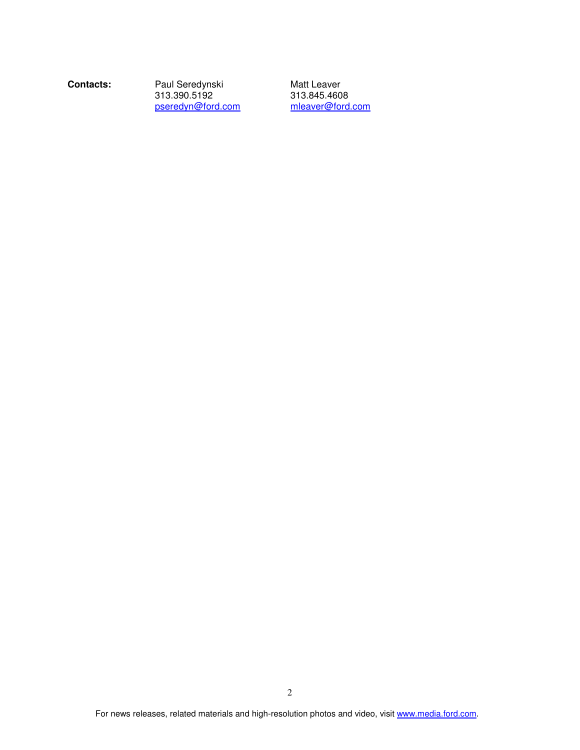| | | |
|---|---|---|
| **Contacts:** | Paul Seredynski | Matt Leaver |
| | 313.390.5192 | 313.845.4608 |
| | pseredyn@ford.com | mleaver@ford.com |

For news releases, related materials and high-resolution photos and video, visit www.media.ford.com.